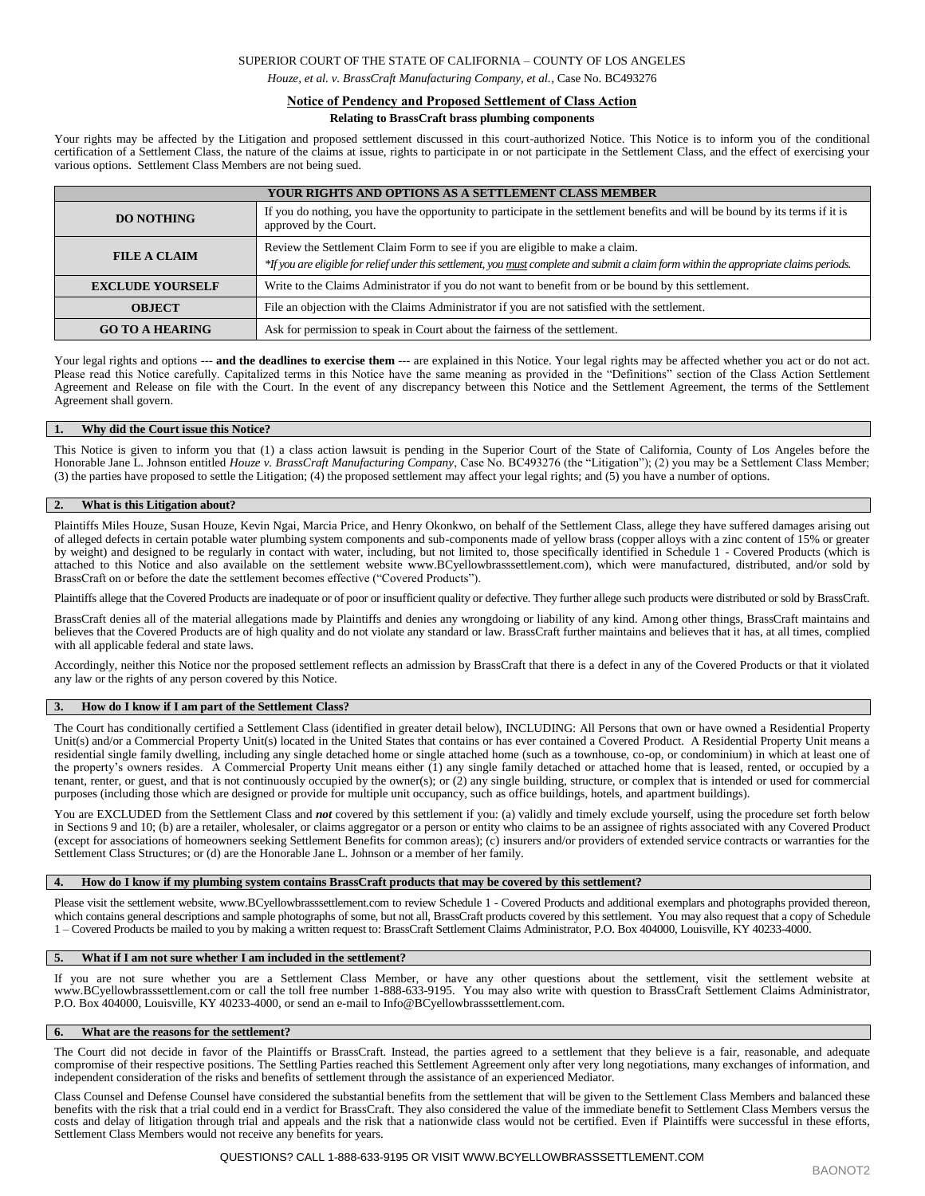SUPERIOR COURT OF THE STATE OF CALIFORNIA – COUNTY OF LOS ANGELES

*Houze, et al. v. BrassCraft Manufacturing Company, et al.*, Case No. BC493276

## Notice of Pendency and Proposed Settlement of Class Action

**Relating to BrassCraft brass plumbing components**

Your rights may be affected by the Litigation and proposed settlement discussed in this court-authorized Notice. This Notice is to inform you of the conditional certification of a Settlement Class, the nature of the claims at issue, rights to participate in or not participate in the Settlement Class, and the effect of exercising your various options. Settlement Class Members are not being sued.

| YOUR RIGHTS AND OPTIONS AS A SETTLEMENT CLASS MEMBER | |
|---|---|
| **DO NOTHING** | If you do nothing, you have the opportunity to participate in the settlement benefits and will be bound by its terms if it is approved by the Court. |
| **FILE A CLAIM** | Review the Settlement Claim Form to see if you are eligible to make a claim. *\*If you are eligible for relief under this settlement, you must complete and submit a claim form within the appropriate claims periods.* |
| **EXCLUDE YOURSELF** | Write to the Claims Administrator if you do not want to benefit from or be bound by this settlement. |
| **OBJECT** | File an objection with the Claims Administrator if you are not satisfied with the settlement. |
| **GO TO A HEARING** | Ask for permission to speak in Court about the fairness of the settlement. |

Your legal rights and options --- **and the deadlines to exercise them** --- are explained in this Notice. Your legal rights may be affected whether you act or do not act. Please read this Notice carefully. Capitalized terms in this Notice have the same meaning as provided in the "Definitions" section of the Class Action Settlement Agreement and Release on file with the Court. In the event of any discrepancy between this Notice and the Settlement Agreement, the terms of the Settlement Agreement shall govern.

### 1. Why did the Court issue this Notice?

This Notice is given to inform you that (1) a class action lawsuit is pending in the Superior Court of the State of California, County of Los Angeles before the Honorable Jane L. Johnson entitled *Houze v. BrassCraft Manufacturing Company*, Case No. BC493276 (the "Litigation"); (2) you may be a Settlement Class Member; (3) the parties have proposed to settle the Litigation; (4) the proposed settlement may affect your legal rights; and (5) you have a number of options.

### 2. What is this Litigation about?

Plaintiffs Miles Houze, Susan Houze, Kevin Ngai, Marcia Price, and Henry Okonkwo, on behalf of the Settlement Class, allege they have suffered damages arising out of alleged defects in certain potable water plumbing system components and sub-components made of yellow brass (copper alloys with a zinc content of 15% or greater by weight) and designed to be regularly in contact with water, including, but not limited to, those specifically identified in Schedule 1 - Covered Products (which is attached to this Notice and also available on the settlement website www.BCyellowbrasssettlement.com), which were manufactured, distributed, and/or sold by BrassCraft on or before the date the settlement becomes effective ("Covered Products").

Plaintiffs allege that the Covered Products are inadequate or of poor or insufficient quality or defective. They further allege such products were distributed or sold by BrassCraft.

BrassCraft denies all of the material allegations made by Plaintiffs and denies any wrongdoing or liability of any kind. Among other things, BrassCraft maintains and believes that the Covered Products are of high quality and do not violate any standard or law. BrassCraft further maintains and believes that it has, at all times, complied with all applicable federal and state laws.

Accordingly, neither this Notice nor the proposed settlement reflects an admission by BrassCraft that there is a defect in any of the Covered Products or that it violated any law or the rights of any person covered by this Notice.

### 3. How do I know if I am part of the Settlement Class?

The Court has conditionally certified a Settlement Class (identified in greater detail below), INCLUDING: All Persons that own or have owned a Residential Property Unit(s) and/or a Commercial Property Unit(s) located in the United States that contains or has ever contained a Covered Product. A Residential Property Unit means a residential single family dwelling, including any single detached home or single attached home (such as a townhouse, co-op, or condominium) in which at least one of the property's owners resides. A Commercial Property Unit means either (1) any single family detached or attached home that is leased, rented, or occupied by a tenant, renter, or guest, and that is not continuously occupied by the owner(s); or (2) any single building, structure, or complex that is intended or used for commercial purposes (including those which are designed or provide for multiple unit occupancy, such as office buildings, hotels, and apartment buildings).

You are EXCLUDED from the Settlement Class and ***not*** covered by this settlement if you: (a) validly and timely exclude yourself, using the procedure set forth below in Sections 9 and 10; (b) are a retailer, wholesaler, or claims aggregator or a person or entity who claims to be an assignee of rights associated with any Covered Product (except for associations of homeowners seeking Settlement Benefits for common areas); (c) insurers and/or providers of extended service contracts or warranties for the Settlement Class Structures; or (d) are the Honorable Jane L. Johnson or a member of her family.

### 4. How do I know if my plumbing system contains BrassCraft products that may be covered by this settlement?

Please visit the settlement website, www.BCyellowbrasssettlement.com to review Schedule 1 - Covered Products and additional exemplars and photographs provided thereon, which contains general descriptions and sample photographs of some, but not all, BrassCraft products covered by this settlement. You may also request that a copy of Schedule 1 – Covered Products be mailed to you by making a written request to: BrassCraft Settlement Claims Administrator, P.O. Box 404000, Louisville, KY 40233-4000.

### 5. What if I am not sure whether I am included in the settlement?

If you are not sure whether you are a Settlement Class Member, or have any other questions about the settlement, visit the settlement website at www.BCyellowbrasssettlement.com or call the toll free number 1-888-633-9195. You may also write with question to BrassCraft Settlement Claims Administrator, P.O. Box 404000, Louisville, KY 40233-4000, or send an e-mail to Info@BCyellowbrasssettlement.com.

### 6. What are the reasons for the settlement?

The Court did not decide in favor of the Plaintiffs or BrassCraft. Instead, the parties agreed to a settlement that they believe is a fair, reasonable, and adequate compromise of their respective positions. The Settling Parties reached this Settlement Agreement only after very long negotiations, many exchanges of information, and independent consideration of the risks and benefits of settlement through the assistance of an experienced Mediator.

Class Counsel and Defense Counsel have considered the substantial benefits from the settlement that will be given to the Settlement Class Members and balanced these benefits with the risk that a trial could end in a verdict for BrassCraft. They also considered the value of the immediate benefit to Settlement Class Members versus the costs and delay of litigation through trial and appeals and the risk that a nationwide class would not be certified. Even if Plaintiffs were successful in these efforts, Settlement Class Members would not receive any benefits for years.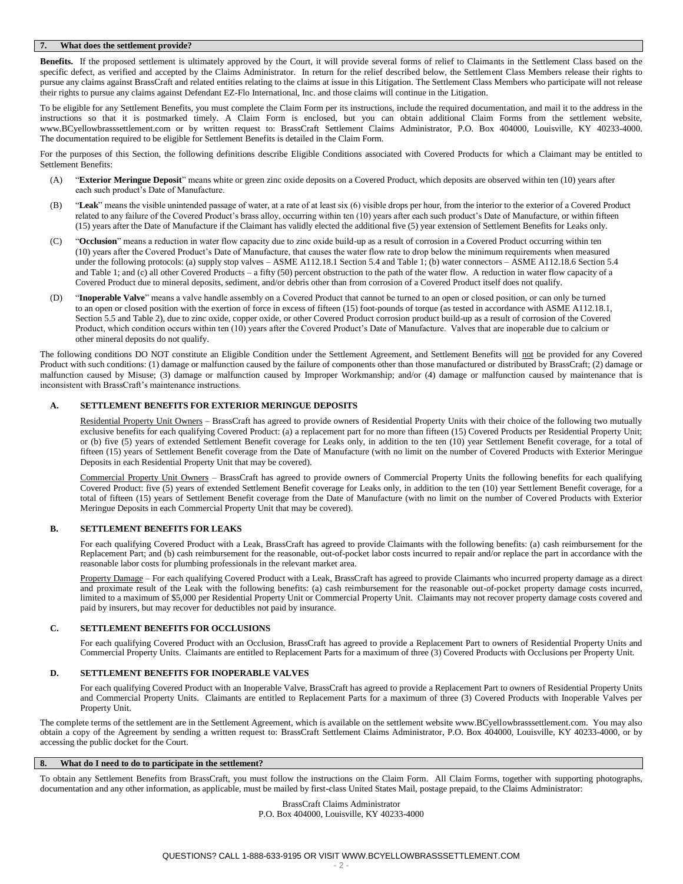## 7. What does the settlement provide?

**Benefits.** If the proposed settlement is ultimately approved by the Court, it will provide several forms of relief to Claimants in the Settlement Class based on the specific defect, as verified and accepted by the Claims Administrator. In return for the relief described below, the Settlement Class Members release their rights to pursue any claims against BrassCraft and related entities relating to the claims at issue in this Litigation. The Settlement Class Members who participate will not release their rights to pursue any claims against Defendant EZ-Flo International, Inc. and those claims will continue in the Litigation.

To be eligible for any Settlement Benefits, you must complete the Claim Form per its instructions, include the required documentation, and mail it to the address in the instructions so that it is postmarked timely. A Claim Form is enclosed, but you can obtain additional Claim Forms from the settlement website, www.BCyellowbrasssettlement.com or by written request to: BrassCraft Settlement Claims Administrator, P.O. Box 404000, Louisville, KY 40233-4000. The documentation required to be eligible for Settlement Benefits is detailed in the Claim Form.

For the purposes of this Section, the following definitions describe Eligible Conditions associated with Covered Products for which a Claimant may be entitled to Settlement Benefits:

(A) "**Exterior Meringue Deposit**" means white or green zinc oxide deposits on a Covered Product, which deposits are observed within ten (10) years after each such product's Date of Manufacture.

(B) "**Leak**" means the visible unintended passage of water, at a rate of at least six (6) visible drops per hour, from the interior to the exterior of a Covered Product related to any failure of the Covered Product's brass alloy, occurring within ten (10) years after each such product's Date of Manufacture, or within fifteen (15) years after the Date of Manufacture if the Claimant has validly elected the additional five (5) year extension of Settlement Benefits for Leaks only.

(C) "**Occlusion**" means a reduction in water flow capacity due to zinc oxide build-up as a result of corrosion in a Covered Product occurring within ten (10) years after the Covered Product's Date of Manufacture, that causes the water flow rate to drop below the minimum requirements when measured under the following protocols: (a) supply stop valves – ASME A112.18.1 Section 5.4 and Table 1; (b) water connectors – ASME A112.18.6 Section 5.4 and Table 1; and (c) all other Covered Products – a fifty (50) percent obstruction to the path of the water flow. A reduction in water flow capacity of a Covered Product due to mineral deposits, sediment, and/or debris other than from corrosion of a Covered Product itself does not qualify.

(D) "**Inoperable Valve**" means a valve handle assembly on a Covered Product that cannot be turned to an open or closed position, or can only be turned to an open or closed position with the exertion of force in excess of fifteen (15) foot-pounds of torque (as tested in accordance with ASME A112.18.1, Section 5.5 and Table 2), due to zinc oxide, copper oxide, or other Covered Product corrosion product build-up as a result of corrosion of the Covered Product, which condition occurs within ten (10) years after the Covered Product's Date of Manufacture. Valves that are inoperable due to calcium or other mineral deposits do not qualify.

The following conditions DO NOT constitute an Eligible Condition under the Settlement Agreement, and Settlement Benefits will not be provided for any Covered Product with such conditions: (1) damage or malfunction caused by the failure of components other than those manufactured or distributed by BrassCraft; (2) damage or malfunction caused by Misuse; (3) damage or malfunction caused by Improper Workmanship; and/or (4) damage or malfunction caused by maintenance that is inconsistent with BrassCraft's maintenance instructions.

### A. SETTLEMENT BENEFITS FOR EXTERIOR MERINGUE DEPOSITS

Residential Property Unit Owners – BrassCraft has agreed to provide owners of Residential Property Units with their choice of the following two mutually exclusive benefits for each qualifying Covered Product: (a) a replacement part for no more than fifteen (15) Covered Products per Residential Property Unit; or (b) five (5) years of extended Settlement Benefit coverage for Leaks only, in addition to the ten (10) year Settlement Benefit coverage, for a total of fifteen (15) years of Settlement Benefit coverage from the Date of Manufacture (with no limit on the number of Covered Products with Exterior Meringue Deposits in each Residential Property Unit that may be covered).

Commercial Property Unit Owners – BrassCraft has agreed to provide owners of Commercial Property Units the following benefits for each qualifying Covered Product: five (5) years of extended Settlement Benefit coverage for Leaks only, in addition to the ten (10) year Settlement Benefit coverage, for a total of fifteen (15) years of Settlement Benefit coverage from the Date of Manufacture (with no limit on the number of Covered Products with Exterior Meringue Deposits in each Commercial Property Unit that may be covered).

### B. SETTLEMENT BENEFITS FOR LEAKS

For each qualifying Covered Product with a Leak, BrassCraft has agreed to provide Claimants with the following benefits: (a) cash reimbursement for the Replacement Part; and (b) cash reimbursement for the reasonable, out-of-pocket labor costs incurred to repair and/or replace the part in accordance with the reasonable labor costs for plumbing professionals in the relevant market area.

Property Damage – For each qualifying Covered Product with a Leak, BrassCraft has agreed to provide Claimants who incurred property damage as a direct and proximate result of the Leak with the following benefits: (a) cash reimbursement for the reasonable out-of-pocket property damage costs incurred, limited to a maximum of $5,000 per Residential Property Unit or Commercial Property Unit. Claimants may not recover property damage costs covered and paid by insurers, but may recover for deductibles not paid by insurance.

### C. SETTLEMENT BENEFITS FOR OCCLUSIONS

For each qualifying Covered Product with an Occlusion, BrassCraft has agreed to provide a Replacement Part to owners of Residential Property Units and Commercial Property Units. Claimants are entitled to Replacement Parts for a maximum of three (3) Covered Products with Occlusions per Property Unit.

### D. SETTLEMENT BENEFITS FOR INOPERABLE VALVES

For each qualifying Covered Product with an Inoperable Valve, BrassCraft has agreed to provide a Replacement Part to owners of Residential Property Units and Commercial Property Units. Claimants are entitled to Replacement Parts for a maximum of three (3) Covered Products with Inoperable Valves per Property Unit.

The complete terms of the settlement are in the Settlement Agreement, which is available on the settlement website www.BCyellowbrasssettlement.com. You may also obtain a copy of the Agreement by sending a written request to: BrassCraft Settlement Claims Administrator, P.O. Box 404000, Louisville, KY 40233-4000, or by accessing the public docket for the Court.

## 8. What do I need to do to participate in the settlement?

To obtain any Settlement Benefits from BrassCraft, you must follow the instructions on the Claim Form. All Claim Forms, together with supporting photographs, documentation and any other information, as applicable, must be mailed by first-class United States Mail, postage prepaid, to the Claims Administrator:

BrassCraft Claims Administrator
P.O. Box 404000, Louisville, KY 40233-4000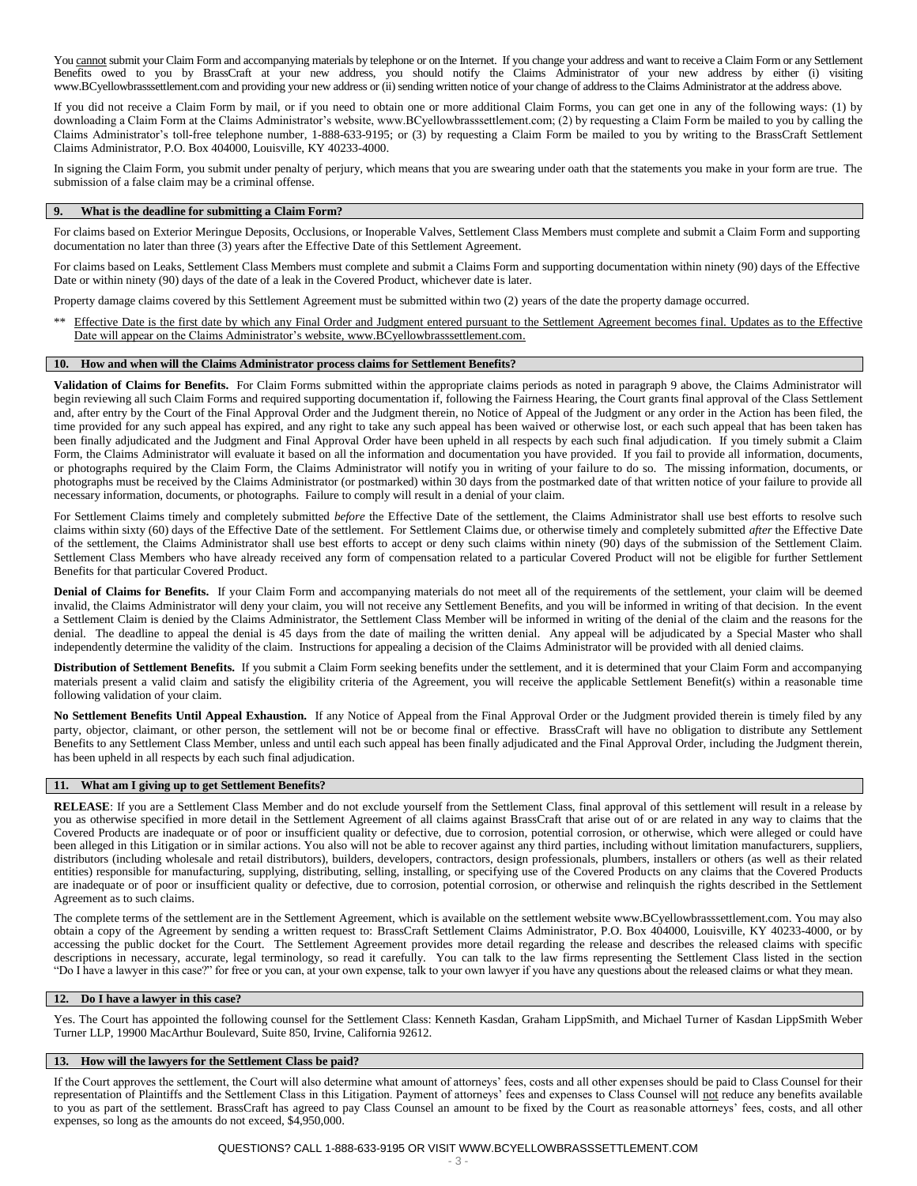You cannot submit your Claim Form and accompanying materials by telephone or on the Internet. If you change your address and want to receive a Claim Form or any Settlement Benefits owed to you by BrassCraft at your new address, you should notify the Claims Administrator of your new address by either (i) visiting www.BCyellowbrasssettlement.com and providing your new address or (ii) sending written notice of your change of address to the Claims Administrator at the address above.

If you did not receive a Claim Form by mail, or if you need to obtain one or more additional Claim Forms, you can get one in any of the following ways: (1) by downloading a Claim Form at the Claims Administrator's website, www.BCyellowbrasssettlement.com; (2) by requesting a Claim Form be mailed to you by calling the Claims Administrator's toll-free telephone number, 1-888-633-9195; or (3) by requesting a Claim Form be mailed to you by writing to the BrassCraft Settlement Claims Administrator, P.O. Box 404000, Louisville, KY 40233-4000.

In signing the Claim Form, you submit under penalty of perjury, which means that you are swearing under oath that the statements you make in your form are true. The submission of a false claim may be a criminal offense.

## 9. What is the deadline for submitting a Claim Form?

For claims based on Exterior Meringue Deposits, Occlusions, or Inoperable Valves, Settlement Class Members must complete and submit a Claim Form and supporting documentation no later than three (3) years after the Effective Date of this Settlement Agreement.

For claims based on Leaks, Settlement Class Members must complete and submit a Claims Form and supporting documentation within ninety (90) days of the Effective Date or within ninety (90) days of the date of a leak in the Covered Product, whichever date is later.

Property damage claims covered by this Settlement Agreement must be submitted within two (2) years of the date the property damage occurred.

** Effective Date is the first date by which any Final Order and Judgment entered pursuant to the Settlement Agreement becomes final. Updates as to the Effective Date will appear on the Claims Administrator's website, www.BCyellowbrasssettlement.com.

## 10. How and when will the Claims Administrator process claims for Settlement Benefits?

**Validation of Claims for Benefits.** For Claim Forms submitted within the appropriate claims periods as noted in paragraph 9 above, the Claims Administrator will begin reviewing all such Claim Forms and required supporting documentation if, following the Fairness Hearing, the Court grants final approval of the Class Settlement and, after entry by the Court of the Final Approval Order and the Judgment therein, no Notice of Appeal of the Judgment or any order in the Action has been filed, the time provided for any such appeal has expired, and any right to take any such appeal has been waived or otherwise lost, or each such appeal that has been taken has been finally adjudicated and the Judgment and Final Approval Order have been upheld in all respects by each such final adjudication. If you timely submit a Claim Form, the Claims Administrator will evaluate it based on all the information and documentation you have provided. If you fail to provide all information, documents, or photographs required by the Claim Form, the Claims Administrator will notify you in writing of your failure to do so. The missing information, documents, or photographs must be received by the Claims Administrator (or postmarked) within 30 days from the postmarked date of that written notice of your failure to provide all necessary information, documents, or photographs. Failure to comply will result in a denial of your claim.

For Settlement Claims timely and completely submitted *before* the Effective Date of the settlement, the Claims Administrator shall use best efforts to resolve such claims within sixty (60) days of the Effective Date of the settlement. For Settlement Claims due, or otherwise timely and completely submitted *after* the Effective Date of the settlement, the Claims Administrator shall use best efforts to accept or deny such claims within ninety (90) days of the submission of the Settlement Claim. Settlement Class Members who have already received any form of compensation related to a particular Covered Product will not be eligible for further Settlement Benefits for that particular Covered Product.

**Denial of Claims for Benefits.** If your Claim Form and accompanying materials do not meet all of the requirements of the settlement, your claim will be deemed invalid, the Claims Administrator will deny your claim, you will not receive any Settlement Benefits, and you will be informed in writing of that decision. In the event a Settlement Claim is denied by the Claims Administrator, the Settlement Class Member will be informed in writing of the denial of the claim and the reasons for the denial. The deadline to appeal the denial is 45 days from the date of mailing the written denial. Any appeal will be adjudicated by a Special Master who shall independently determine the validity of the claim. Instructions for appealing a decision of the Claims Administrator will be provided with all denied claims.

**Distribution of Settlement Benefits.** If you submit a Claim Form seeking benefits under the settlement, and it is determined that your Claim Form and accompanying materials present a valid claim and satisfy the eligibility criteria of the Agreement, you will receive the applicable Settlement Benefit(s) within a reasonable time following validation of your claim.

**No Settlement Benefits Until Appeal Exhaustion.** If any Notice of Appeal from the Final Approval Order or the Judgment provided therein is timely filed by any party, objector, claimant, or other person, the settlement will not be or become final or effective. BrassCraft will have no obligation to distribute any Settlement Benefits to any Settlement Class Member, unless and until each such appeal has been finally adjudicated and the Final Approval Order, including the Judgment therein, has been upheld in all respects by each such final adjudication.

## 11. What am I giving up to get Settlement Benefits?

**RELEASE**: If you are a Settlement Class Member and do not exclude yourself from the Settlement Class, final approval of this settlement will result in a release by you as otherwise specified in more detail in the Settlement Agreement of all claims against BrassCraft that arise out of or are related in any way to claims that the Covered Products are inadequate or of poor or insufficient quality or defective, due to corrosion, potential corrosion, or otherwise, which were alleged or could have been alleged in this Litigation or in similar actions. You also will not be able to recover against any third parties, including without limitation manufacturers, suppliers, distributors (including wholesale and retail distributors), builders, developers, contractors, design professionals, plumbers, installers or others (as well as their related entities) responsible for manufacturing, supplying, distributing, selling, installing, or specifying use of the Covered Products on any claims that the Covered Products are inadequate or of poor or insufficient quality or defective, due to corrosion, potential corrosion, or otherwise and relinquish the rights described in the Settlement Agreement as to such claims.

The complete terms of the settlement are in the Settlement Agreement, which is available on the settlement website www.BCyellowbrasssettlement.com. You may also obtain a copy of the Agreement by sending a written request to: BrassCraft Settlement Claims Administrator, P.O. Box 404000, Louisville, KY 40233-4000, or by accessing the public docket for the Court. The Settlement Agreement provides more detail regarding the release and describes the released claims with specific descriptions in necessary, accurate, legal terminology, so read it carefully. You can talk to the law firms representing the Settlement Class listed in the section "Do I have a lawyer in this case?" for free or you can, at your own expense, talk to your own lawyer if you have any questions about the released claims or what they mean.

## 12. Do I have a lawyer in this case?

Yes. The Court has appointed the following counsel for the Settlement Class: Kenneth Kasdan, Graham LippSmith, and Michael Turner of Kasdan LippSmith Weber Turner LLP, 19900 MacArthur Boulevard, Suite 850, Irvine, California 92612.

## 13. How will the lawyers for the Settlement Class be paid?

If the Court approves the settlement, the Court will also determine what amount of attorneys' fees, costs and all other expenses should be paid to Class Counsel for their representation of Plaintiffs and the Settlement Class in this Litigation. Payment of attorneys' fees and expenses to Class Counsel will not reduce any benefits available to you as part of the settlement. BrassCraft has agreed to pay Class Counsel an amount to be fixed by the Court as reasonable attorneys' fees, costs, and all other expenses, so long as the amounts do not exceed, $4,950,000.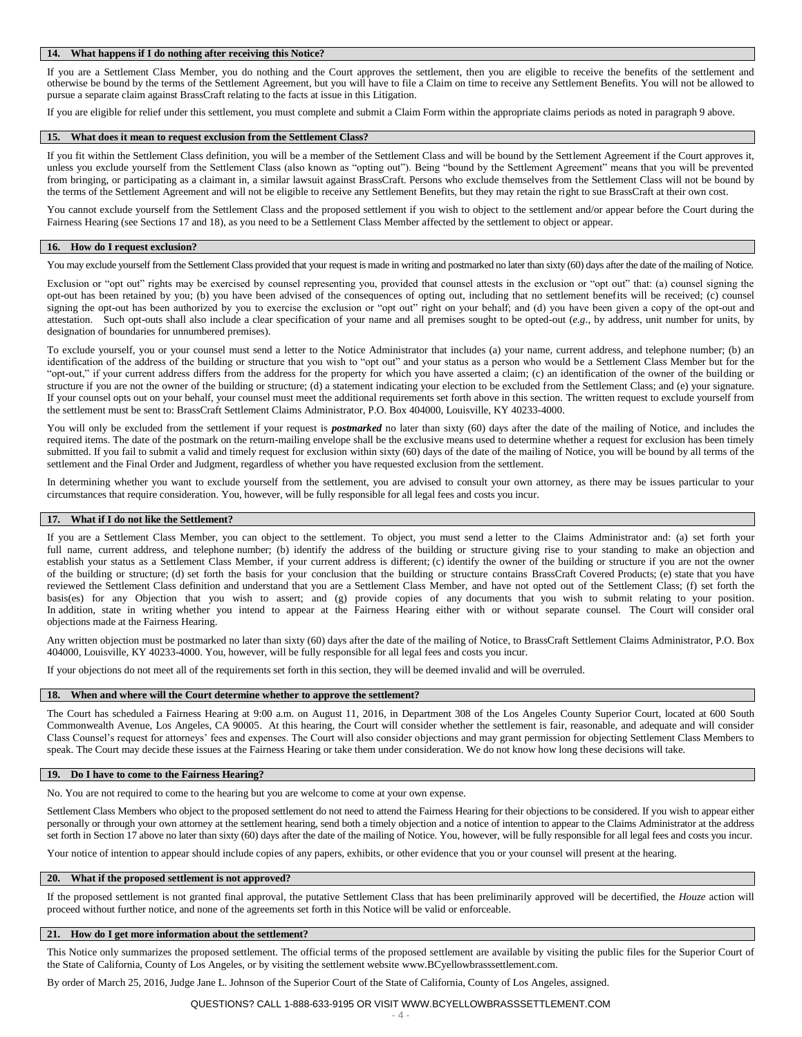### 14. What happens if I do nothing after receiving this Notice?

If you are a Settlement Class Member, you do nothing and the Court approves the settlement, then you are eligible to receive the benefits of the settlement and otherwise be bound by the terms of the Settlement Agreement, but you will have to file a Claim on time to receive any Settlement Benefits. You will not be allowed to pursue a separate claim against BrassCraft relating to the facts at issue in this Litigation.

If you are eligible for relief under this settlement, you must complete and submit a Claim Form within the appropriate claims periods as noted in paragraph 9 above.

### 15. What does it mean to request exclusion from the Settlement Class?

If you fit within the Settlement Class definition, you will be a member of the Settlement Class and will be bound by the Settlement Agreement if the Court approves it, unless you exclude yourself from the Settlement Class (also known as "opting out"). Being "bound by the Settlement Agreement" means that you will be prevented from bringing, or participating as a claimant in, a similar lawsuit against BrassCraft. Persons who exclude themselves from the Settlement Class will not be bound by the terms of the Settlement Agreement and will not be eligible to receive any Settlement Benefits, but they may retain the right to sue BrassCraft at their own cost.

You cannot exclude yourself from the Settlement Class and the proposed settlement if you wish to object to the settlement and/or appear before the Court during the Fairness Hearing (see Sections 17 and 18), as you need to be a Settlement Class Member affected by the settlement to object or appear.

### 16. How do I request exclusion?

You may exclude yourself from the Settlement Class provided that your request is made in writing and postmarked no later than sixty (60) days after the date of the mailing of Notice.

Exclusion or "opt out" rights may be exercised by counsel representing you, provided that counsel attests in the exclusion or "opt out" that: (a) counsel signing the opt-out has been retained by you; (b) you have been advised of the consequences of opting out, including that no settlement benefits will be received; (c) counsel signing the opt-out has been authorized by you to exercise the exclusion or "opt out" right on your behalf; and (d) you have been given a copy of the opt-out and attestation. Such opt-outs shall also include a clear specification of your name and all premises sought to be opted-out (*e.g*., by address, unit number for units, by designation of boundaries for unnumbered premises).

To exclude yourself, you or your counsel must send a letter to the Notice Administrator that includes (a) your name, current address, and telephone number; (b) an identification of the address of the building or structure that you wish to "opt out" and your status as a person who would be a Settlement Class Member but for the "opt-out," if your current address differs from the address for the property for which you have asserted a claim; (c) an identification of the owner of the building or structure if you are not the owner of the building or structure; (d) a statement indicating your election to be excluded from the Settlement Class; and (e) your signature. If your counsel opts out on your behalf, your counsel must meet the additional requirements set forth above in this section. The written request to exclude yourself from the settlement must be sent to: BrassCraft Settlement Claims Administrator, P.O. Box 404000, Louisville, KY 40233-4000.

You will only be excluded from the settlement if your request is ***postmarked*** no later than sixty (60) days after the date of the mailing of Notice, and includes the required items. The date of the postmark on the return-mailing envelope shall be the exclusive means used to determine whether a request for exclusion has been timely submitted. If you fail to submit a valid and timely request for exclusion within sixty (60) days of the date of the mailing of Notice, you will be bound by all terms of the settlement and the Final Order and Judgment, regardless of whether you have requested exclusion from the settlement.

In determining whether you want to exclude yourself from the settlement, you are advised to consult your own attorney, as there may be issues particular to your circumstances that require consideration. You, however, will be fully responsible for all legal fees and costs you incur.

### 17. What if I do not like the Settlement?

If you are a Settlement Class Member, you can object to the settlement. To object, you must send a letter to the Claims Administrator and: (a) set forth your full name, current address, and telephone number; (b) identify the address of the building or structure giving rise to your standing to make an objection and establish your status as a Settlement Class Member, if your current address is different; (c) identify the owner of the building or structure if you are not the owner of the building or structure; (d) set forth the basis for your conclusion that the building or structure contains BrassCraft Covered Products; (e) state that you have reviewed the Settlement Class definition and understand that you are a Settlement Class Member, and have not opted out of the Settlement Class; (f) set forth the basis(es) for any Objection that you wish to assert; and (g) provide copies of any documents that you wish to submit relating to your position. In addition, state in writing whether you intend to appear at the Fairness Hearing either with or without separate counsel. The Court will consider oral objections made at the Fairness Hearing.

Any written objection must be postmarked no later than sixty (60) days after the date of the mailing of Notice, to BrassCraft Settlement Claims Administrator, P.O. Box 404000, Louisville, KY 40233-4000. You, however, will be fully responsible for all legal fees and costs you incur.

If your objections do not meet all of the requirements set forth in this section, they will be deemed invalid and will be overruled.

### 18. When and where will the Court determine whether to approve the settlement?

The Court has scheduled a Fairness Hearing at 9:00 a.m. on August 11, 2016, in Department 308 of the Los Angeles County Superior Court, located at 600 South Commonwealth Avenue, Los Angeles, CA 90005. At this hearing, the Court will consider whether the settlement is fair, reasonable, and adequate and will consider Class Counsel's request for attorneys' fees and expenses. The Court will also consider objections and may grant permission for objecting Settlement Class Members to speak. The Court may decide these issues at the Fairness Hearing or take them under consideration. We do not know how long these decisions will take.

### 19. Do I have to come to the Fairness Hearing?

No. You are not required to come to the hearing but you are welcome to come at your own expense.

Settlement Class Members who object to the proposed settlement do not need to attend the Fairness Hearing for their objections to be considered. If you wish to appear either personally or through your own attorney at the settlement hearing, send both a timely objection and a notice of intention to appear to the Claims Administrator at the address set forth in Section 17 above no later than sixty (60) days after the date of the mailing of Notice. You, however, will be fully responsible for all legal fees and costs you incur.

Your notice of intention to appear should include copies of any papers, exhibits, or other evidence that you or your counsel will present at the hearing.

### 20. What if the proposed settlement is not approved?

If the proposed settlement is not granted final approval, the putative Settlement Class that has been preliminarily approved will be decertified, the *Houze* action will proceed without further notice, and none of the agreements set forth in this Notice will be valid or enforceable.

### 21. How do I get more information about the settlement?

This Notice only summarizes the proposed settlement. The official terms of the proposed settlement are available by visiting the public files for the Superior Court of the State of California, County of Los Angeles, or by visiting the settlement website www.BCyellowbrasssettlement.com.

By order of March 25, 2016, Judge Jane L. Johnson of the Superior Court of the State of California, County of Los Angeles, assigned.